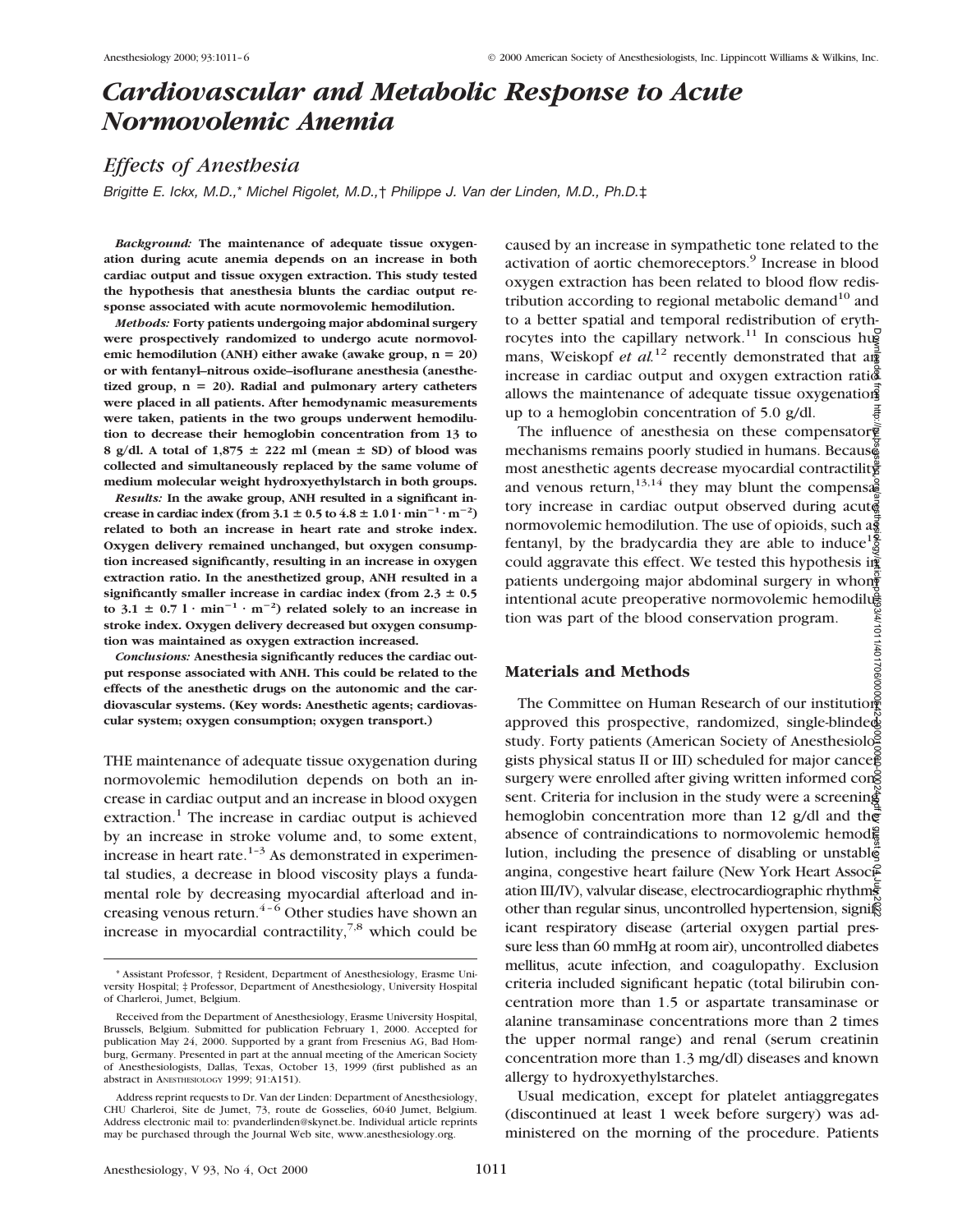# *Cardiovascular and Metabolic Response to Acute Normovolemic Anemia*

## *Effects of Anesthesia*

*Brigitte E. Ickx, M.D.,\* Michel Rigolet, M.D.,† Philippe J. Van der Linden, M.D., Ph.D.‡*

***Background:*** **The maintenance of adequate tissue oxygenation during acute anemia depends on an increase in both cardiac output and tissue oxygen extraction. This study tested the hypothesis that anesthesia blunts the cardiac output response associated with acute normovolemic hemodilution.**

***Methods:*** **Forty patients undergoing major abdominal surgery were prospectively randomized to undergo acute normovolemic hemodilution (ANH) either awake (awake group, n = 20) or with fentanyl–nitrous oxide–isoflurane anesthesia (anesthetized group, n = 20). Radial and pulmonary artery catheters were placed in all patients. After hemodynamic measurements were taken, patients in the two groups underwent hemodilution to decrease their hemoglobin concentration from 13 to 8 g/dl. A total of 1,875 ± 222 ml (mean ± SD) of blood was collected and simultaneously replaced by the same volume of medium molecular weight hydroxyethylstarch in both groups.**

***Results:*** **In the awake group, ANH resulted in a significant increase in cardiac index (from 3.1 ± 0.5 to 4.8 ± 1.0 $l \cdot min^{-1} \cdot m^{-2}$) related to both an increase in heart rate and stroke index. Oxygen delivery remained unchanged, but oxygen consumption increased significantly, resulting in an increase in oxygen extraction ratio. In the anesthetized group, ANH resulted in a significantly smaller increase in cardiac index (from 2.3 ± 0.5 to 3.1 ± 0.7 $l \cdot min^{-1} \cdot m^{-2}$) related solely to an increase in stroke index. Oxygen delivery decreased but oxygen consumption was maintained as oxygen extraction increased.**

***Conclusions:*** **Anesthesia significantly reduces the cardiac output response associated with ANH. This could be related to the effects of the anesthetic drugs on the autonomic and the cardiovascular systems. (Key words: Anesthetic agents; cardiovascular system; oxygen consumption; oxygen transport.)**

THE maintenance of adequate tissue oxygenation during normovolemic hemodilution depends on both an increase in cardiac output and an increase in blood oxygen extraction.[1] The increase in cardiac output is achieved by an increase in stroke volume and, to some extent, increase in heart rate.[1–3] As demonstrated in experimental studies, a decrease in blood viscosity plays a fundamental role by decreasing myocardial afterload and increasing venous return.[4–6] Other studies have shown an increase in myocardial contractility,[7,8] which could be caused by an increase in sympathetic tone related to the activation of aortic chemoreceptors.[9] Increase in blood oxygen extraction has been related to blood flow redistribution according to regional metabolic demand[10] and to a better spatial and temporal redistribution of erythrocytes into the capillary network.[11] In conscious humans, Weiskopf *et al.*[12] recently demonstrated that an increase in cardiac output and oxygen extraction ratio allows the maintenance of adequate tissue oxygenation up to a hemoglobin concentration of 5.0 g/dl.

The influence of anesthesia on these compensatory mechanisms remains poorly studied in humans. Because most anesthetic agents decrease myocardial contractility and venous return,[13,14] they may blunt the compensatory increase in cardiac output observed during acute normovolemic hemodilution. The use of opioids, such as fentanyl, by the bradycardia they are able to induce[15] could aggravate this effect. We tested this hypothesis in patients undergoing major abdominal surgery in whom intentional acute preoperative normovolemic hemodilution was part of the blood conservation program.

## Materials and Methods

The Committee on Human Research of our institution approved this prospective, randomized, single-blinded study. Forty patients (American Society of Anesthesiologists physical status II or III) scheduled for major cancer surgery were enrolled after giving written informed consent. Criteria for inclusion in the study were a screening hemoglobin concentration more than 12 g/dl and the absence of contraindications to normovolemic hemodilution, including the presence of disabling or unstable angina, congestive heart failure (New York Heart Association III/IV), valvular disease, electrocardiographic rhythms other than regular sinus, uncontrolled hypertension, significant respiratory disease (arterial oxygen partial pressure less than 60 mmHg at room air), uncontrolled diabetes mellitus, acute infection, and coagulopathy. Exclusion criteria included significant hepatic (total bilirubin concentration more than 1.5 or aspartate transaminase or alanine transaminase concentrations more than 2 times the upper normal range) and renal (serum creatinin concentration more than 1.3 mg/dl) diseases and known allergy to hydroxyethylstarches.

Usual medication, except for platelet antiaggregates (discontinued at least 1 week before surgery) was administered on the morning of the procedure. Patients

---

\* Assistant Professor, † Resident, Department of Anesthesiology, Erasme University Hospital; ‡ Professor, Department of Anesthesiology, University Hospital of Charleroi, Jumet, Belgium.

Received from the Department of Anesthesiology, Erasme University Hospital, Brussels, Belgium. Submitted for publication February 1, 2000. Accepted for publication May 24, 2000. Supported by a grant from Fresenius AG, Bad Homburg, Germany. Presented in part at the annual meeting of the American Society of Anesthesiologists, Dallas, Texas, October 13, 1999 (first published as an abstract in ANESTHESIOLOGY 1999; 91:A151).

Address reprint requests to Dr. Van der Linden: Department of Anesthesiology, CHU Charleroi, Site de Jumet, 73, route de Gosselies, 6040 Jumet, Belgium. Address electronic mail to: pvanderlinden@skynet.be. Individual article reprints may be purchased through the Journal Web site, www.anesthesiology.org.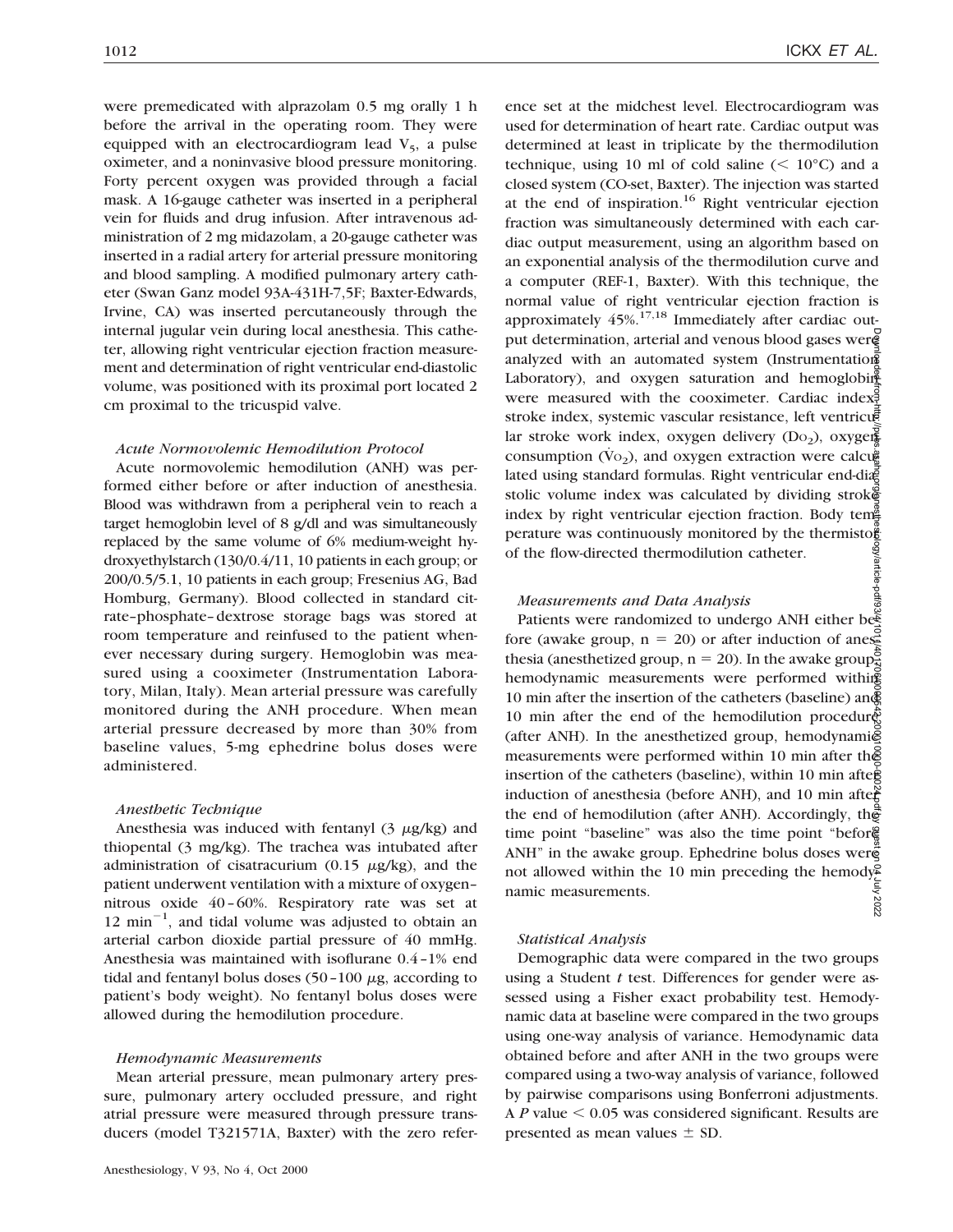were premedicated with alprazolam 0.5 mg orally 1 h before the arrival in the operating room. They were equipped with an electrocardiogram lead $V_5$, a pulse oximeter, and a noninvasive blood pressure monitoring. Forty percent oxygen was provided through a facial mask. A 16-gauge catheter was inserted in a peripheral vein for fluids and drug infusion. After intravenous administration of 2 mg midazolam, a 20-gauge catheter was inserted in a radial artery for arterial pressure monitoring and blood sampling. A modified pulmonary artery catheter (Swan Ganz model 93A-431H-7,5F; Baxter-Edwards, Irvine, CA) was inserted percutaneously through the internal jugular vein during local anesthesia. This catheter, allowing right ventricular ejection fraction measurement and determination of right ventricular end-diastolic volume, was positioned with its proximal port located 2 cm proximal to the tricuspid valve.

### *Acute Normovolemic Hemodilution Protocol*

Acute normovolemic hemodilution (ANH) was performed either before or after induction of anesthesia. Blood was withdrawn from a peripheral vein to reach a target hemoglobin level of 8 g/dl and was simultaneously replaced by the same volume of 6% medium-weight hydroxyethylstarch (130/0.4/11, 10 patients in each group; or 200/0.5/5.1, 10 patients in each group; Fresenius AG, Bad Homburg, Germany). Blood collected in standard citrate–phosphate–dextrose storage bags was stored at room temperature and reinfused to the patient whenever necessary during surgery. Hemoglobin was measured using a cooximeter (Instrumentation Laboratory, Milan, Italy). Mean arterial pressure was carefully monitored during the ANH procedure. When mean arterial pressure decreased by more than 30% from baseline values, 5-mg ephedrine bolus doses were administered.

### *Anesthetic Technique*

Anesthesia was induced with fentanyl (3 μg/kg) and thiopental (3 mg/kg). The trachea was intubated after administration of cisatracurium (0.15 μg/kg), and the patient underwent ventilation with a mixture of oxygen–nitrous oxide 40–60%. Respiratory rate was set at 12 $\text{min}^{-1}$, and tidal volume was adjusted to obtain an arterial carbon dioxide partial pressure of 40 mmHg. Anesthesia was maintained with isoflurane 0.4–1% end tidal and fentanyl bolus doses (50–100 μg, according to patient's body weight). No fentanyl bolus doses were allowed during the hemodilution procedure.

### *Hemodynamic Measurements*

Mean arterial pressure, mean pulmonary artery pressure, pulmonary artery occluded pressure, and right atrial pressure were measured through pressure transducers (model T321571A, Baxter) with the zero reference set at the midchest level. Electrocardiogram was used for determination of heart rate. Cardiac output was determined at least in triplicate by the thermodilution technique, using 10 ml of cold saline (< 10°C) and a closed system (CO-set, Baxter). The injection was started at the end of inspiration.[16] Right ventricular ejection fraction was simultaneously determined with each cardiac output measurement, using an algorithm based on an exponential analysis of the thermodilution curve and a computer (REF-1, Baxter). With this technique, the normal value of right ventricular ejection fraction is approximately 45%.[17,18] Immediately after cardiac output determination, arterial and venous blood gases were analyzed with an automated system (Instrumentation Laboratory), and oxygen saturation and hemoglobin were measured with the cooximeter. Cardiac index, stroke index, systemic vascular resistance, left ventricular stroke work index, oxygen delivery ($Do_2$), oxygen consumption ($\dot{V}o_2$), and oxygen extraction were calculated using standard formulas. Right ventricular end-diastolic volume index was calculated by dividing stroke index by right ventricular ejection fraction. Body temperature was continuously monitored by the thermistor of the flow-directed thermodilution catheter.

### *Measurements and Data Analysis*

Patients were randomized to undergo ANH either before (awake group, n = 20) or after induction of anesthesia (anesthetized group, n = 20). In the awake group, hemodynamic measurements were performed within 10 min after the insertion of the catheters (baseline) and 10 min after the end of the hemodilution procedure (after ANH). In the anesthetized group, hemodynamic measurements were performed within 10 min after the insertion of the catheters (baseline), within 10 min after induction of anesthesia (before ANH), and 10 min after the end of hemodilution (after ANH). Accordingly, the time point "baseline" was also the time point "before ANH" in the awake group. Ephedrine bolus doses were not allowed within the 10 min preceding the hemodynamic measurements.

### *Statistical Analysis*

Demographic data were compared in the two groups using a Student *t* test. Differences for gender were assessed using a Fisher exact probability test. Hemodynamic data at baseline were compared in the two groups using one-way analysis of variance. Hemodynamic data obtained before and after ANH in the two groups were compared using a two-way analysis of variance, followed by pairwise comparisons using Bonferroni adjustments. A $P$ value < 0.05 was considered significant. Results are presented as mean values ± SD.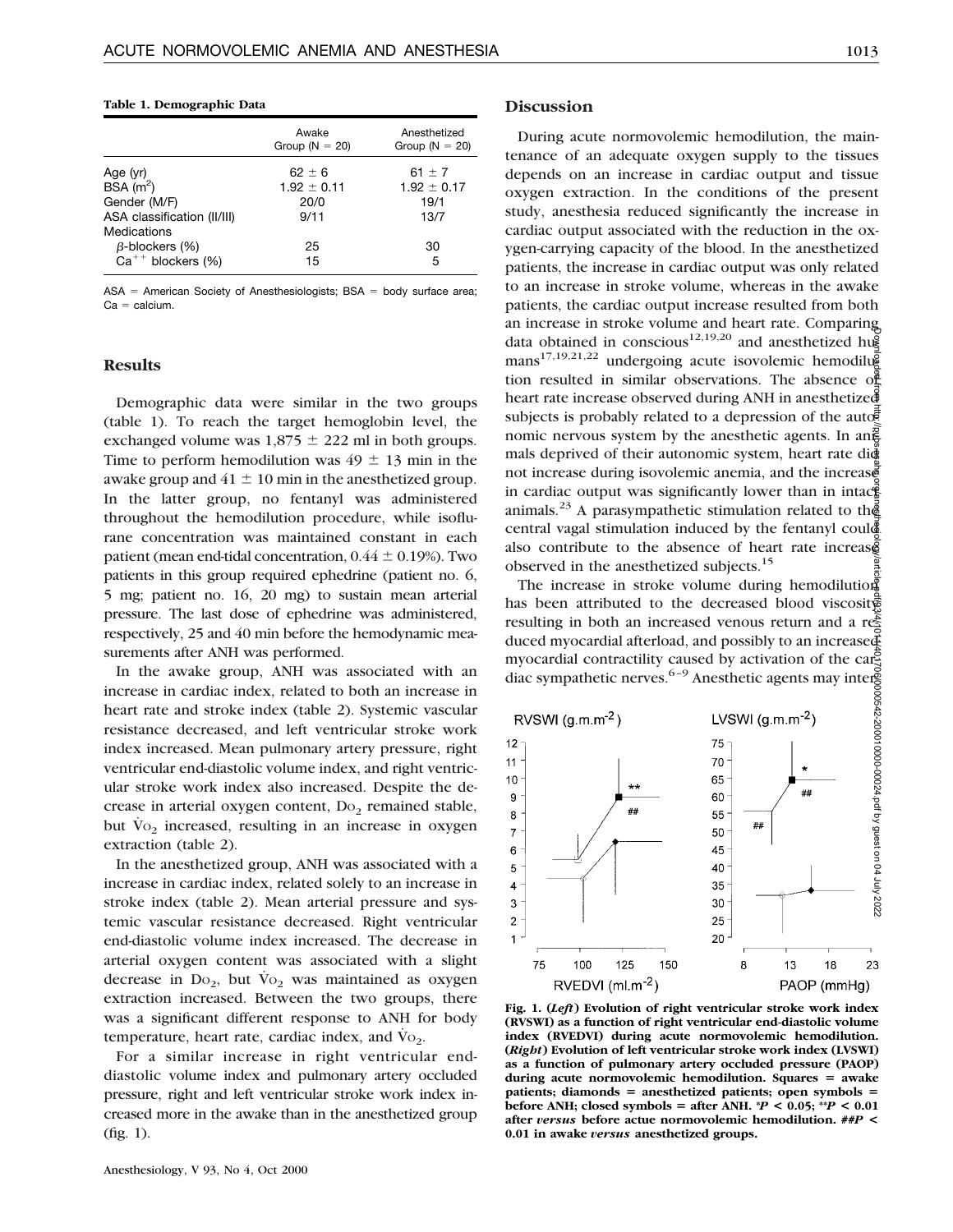**Table 1. Demographic Data**

| | Awake Group (N = 20) | Anesthetized Group (N = 20) |
|---|---|---|
| Age (yr) | 62 ± 6 | 61 ± 7 |
| BSA ($m^2$) | 1.92 ± 0.11 | 1.92 ± 0.17 |
| Gender (M/F) | 20/0 | 19/1 |
| ASA classification (II/III) | 9/11 | 13/7 |
| Medications | | |
| β-blockers (%) | 25 | 30 |
| $Ca^{++}$ blockers (%) | 15 | 5 |

ASA = American Society of Anesthesiologists; BSA = body surface area; Ca = calcium.

## Results

Demographic data were similar in the two groups (table 1). To reach the target hemoglobin level, the exchanged volume was 1,875 ± 222 ml in both groups. Time to perform hemodilution was 49 ± 13 min in the awake group and 41 ± 10 min in the anesthetized group. In the latter group, no fentanyl was administered throughout the hemodilution procedure, while isoflurane concentration was maintained constant in each patient (mean end-tidal concentration, 0.44 ± 0.19%). Two patients in this group required ephedrine (patient no. 6, 5 mg; patient no. 16, 20 mg) to sustain mean arterial pressure. The last dose of ephedrine was administered, respectively, 25 and 40 min before the hemodynamic measurements after ANH was performed.

In the awake group, ANH was associated with an increase in cardiac index, related to both an increase in heart rate and stroke index (table 2). Systemic vascular resistance decreased, and left ventricular stroke work index increased. Mean pulmonary artery pressure, right ventricular end-diastolic volume index, and right ventricular stroke work index also increased. Despite the decrease in arterial oxygen content, $Do_2$ remained stable, but $\dot{V}o_2$ increased, resulting in an increase in oxygen extraction (table 2).

In the anesthetized group, ANH was associated with a increase in cardiac index, related solely to an increase in stroke index (table 2). Mean arterial pressure and systemic vascular resistance decreased. Right ventricular end-diastolic volume index increased. The decrease in arterial oxygen content was associated with a slight decrease in $Do_2$, but $\dot{V}o_2$ was maintained as oxygen extraction increased. Between the two groups, there was a significant different response to ANH for body temperature, heart rate, cardiac index, and $\dot{V}o_2$.

For a similar increase in right ventricular end-diastolic volume index and pulmonary artery occluded pressure, right and left ventricular stroke work index increased more in the awake than in the anesthetized group (fig. 1).

## Discussion

During acute normovolemic hemodilution, the maintenance of an adequate oxygen supply to the tissues depends on an increase in cardiac output and tissue oxygen extraction. In the conditions of the present study, anesthesia reduced significantly the increase in cardiac output associated with the reduction in the oxygen-carrying capacity of the blood. In the anesthetized patients, the increase in cardiac output was only related to an increase in stroke volume, whereas in the awake patients, the cardiac output increase resulted from both an increase in stroke volume and heart rate. Comparing data obtained in conscious[12,19,20] and anesthetized humans[17,19,21,22] undergoing acute isovolemic hemodilution resulted in similar observations. The absence of heart rate increase observed during ANH in anesthetized subjects is probably related to a depression of the autonomic nervous system by the anesthetic agents. In animals deprived of their autonomic system, heart rate did not increase during isovolemic anemia, and the increase in cardiac output was significantly lower than in intact animals.[23] A parasympathetic stimulation related to the central vagal stimulation induced by the fentanyl could also contribute to the absence of heart rate increase observed in the anesthetized subjects.[15]

The increase in stroke volume during hemodilution has been attributed to the decreased blood viscosity resulting in both an increased venous return and a reduced myocardial afterload, and possibly to an increased myocardial contractility caused by activation of the cardiac sympathetic nerves.[6–9] Anesthetic agents may inter-

**Fig. 1. (*Left*) Evolution of right ventricular stroke work index (RVSWI) as a function of right ventricular end-diastolic volume index (RVEDVI) during acute normovolemic hemodilution. (*Right*) Evolution of left ventricular stroke work index (LVSWI) as a function of pulmonary artery occluded pressure (PAOP) during acute normovolemic hemodilution. Squares = awake patients; diamonds = anesthetized patients; open symbols = before ANH; closed symbols = after ANH. \*$P < 0.05$; \*\*$P < 0.01$ after *versus* before actue normovolemic hemodilution. ##$P < 0.01$ in awake *versus* anesthetized groups.**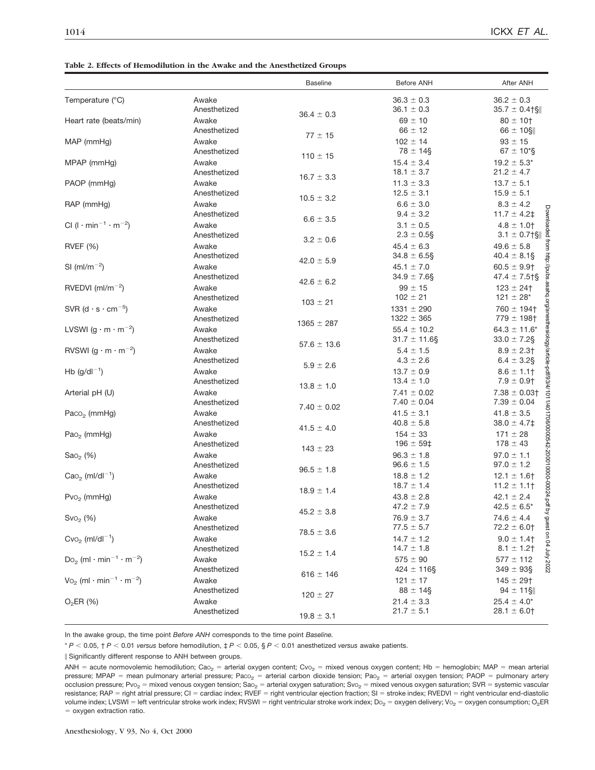**Table 2. Effects of Hemodilution in the Awake and the Anesthetized Groups**

| | | Baseline | Before ANH | After ANH |
|---|---|---|---|---|
| Temperature (°C) | Awake | $36.4 \pm 0.3$ | $36.3 \pm 0.3$ | $36.2 \pm 0.3$ |
| | Anesthetized | | $36.1 \pm 0.3$ | $35.7 \pm 0.4$†§‖ |
| Heart rate (beats/min) | Awake | $77 \pm 15$ | $69 \pm 10$ | $80 \pm 10$† |
| | Anesthetized | | $66 \pm 12$ | $66 \pm 10$§‖ |
| MAP (mmHg) | Awake | $110 \pm 15$ | $102 \pm 14$ | $93 \pm 15$ |
| | Anesthetized | | $78 \pm 14$§ | $67 \pm 10$*§ |
| MPAP (mmHg) | Awake | $16.7 \pm 3.3$ | $15.4 \pm 3.4$ | $19.2 \pm 5.3$* |
| | Anesthetized | | $18.1 \pm 3.7$ | $21.2 \pm 4.7$ |
| PAOP (mmHg) | Awake | $10.5 \pm 3.2$ | $11.3 \pm 3.3$ | $13.7 \pm 5.1$ |
| | Anesthetized | | $12.5 \pm 3.1$ | $15.9 \pm 5.1$ |
| RAP (mmHg) | Awake | $6.6 \pm 3.5$ | $6.6 \pm 3.0$ | $8.3 \pm 4.2$ |
| | Anesthetized | | $9.4 \pm 3.2$ | $11.7 \pm 4.2$‡ |
| CI ($l \cdot min^{-1} \cdot m^{-2}$) | Awake | $3.2 \pm 0.6$ | $3.1 \pm 0.5$ | $4.8 \pm 1.0$† |
| | Anesthetized | | $2.3 \pm 0.5$§ | $3.1 \pm 0.7$†§‖ |
| RVEF (%) | Awake | $42.0 \pm 5.9$ | $45.4 \pm 6.3$ | $49.6 \pm 5.8$ |
| | Anesthetized | | $34.8 \pm 6.5$§ | $40.4 \pm 8.1$§ |
| SI ($ml/m^{-2}$) | Awake | $42.6 \pm 6.2$ | $45.1 \pm 7.0$ | $60.5 \pm 9.9$† |
| | Anesthetized | | $34.9 \pm 7.6$§ | $47.4 \pm 7.5$†§ |
| RVEDVI ($ml/m^{-2}$) | Awake | $103 \pm 21$ | $99 \pm 15$ | $123 \pm 24$† |
| | Anesthetized | | $102 \pm 21$ | $121 \pm 28$* |
| SVR ($d \cdot s \cdot cm^{-5}$) | Awake | $1365 \pm 287$ | $1331 \pm 290$ | $760 \pm 194$† |
| | Anesthetized | | $1322 \pm 365$ | $779 \pm 198$† |
| LVSWI ($g \cdot m \cdot m^{-2}$) | Awake | $57.6 \pm 13.6$ | $55.4 \pm 10.2$ | $64.3 \pm 11.6$* |
| | Anesthetized | | $31.7 \pm 11.6$§ | $33.0 \pm 7.2$§ |
| RVSWI ($g \cdot m \cdot m^{-2}$) | Awake | $5.9 \pm 2.6$ | $5.4 \pm 1.5$ | $8.9 \pm 2.3$† |
| | Anesthetized | | $4.3 \pm 2.6$ | $6.4 \pm 3.2$§ |
| Hb ($g/dl^{-1}$) | Awake | $13.8 \pm 1.0$ | $13.7 \pm 0.9$ | $8.6 \pm 1.1$† |
| | Anesthetized | | $13.4 \pm 1.0$ | $7.9 \pm 0.9$† |
| Arterial pH (U) | Awake | $7.40 \pm 0.02$ | $7.41 \pm 0.02$ | $7.38 \pm 0.03$† |
| | Anesthetized | | $7.40 \pm 0.04$ | $7.39 \pm 0.04$ |
| $Pa_{CO_2}$ (mmHg) | Awake | $41.5 \pm 4.0$ | $41.5 \pm 3.1$ | $41.8 \pm 3.5$ |
| | Anesthetized | | $40.8 \pm 5.8$ | $38.0 \pm 4.7$‡ |
| $Pa_{O_2}$ (mmHg) | Awake | $143 \pm 23$ | $154 \pm 33$ | $171 \pm 28$ |
| | Anesthetized | | $196 \pm 59$‡ | $178 \pm 43$ |
| $Sa_{O_2}$ (%) | Awake | $96.5 \pm 1.8$ | $96.3 \pm 1.8$ | $97.0 \pm 1.1$ |
| | Anesthetized | | $96.6 \pm 1.5$ | $97.0 \pm 1.2$ |
| $Ca_{O_2}$ ($ml/dl^{-1}$) | Awake | $18.9 \pm 1.4$ | $18.8 \pm 1.2$ | $12.1 \pm 1.6$† |
| | Anesthetized | | $18.7 \pm 1.4$ | $11.2 \pm 1.1$† |
| $Pv_{O_2}$ (mmHg) | Awake | $45.2 \pm 3.8$ | $43.8 \pm 2.8$ | $42.1 \pm 2.4$ |
| | Anesthetized | | $47.2 \pm 7.9$ | $42.5 \pm 6.5$* |
| $Sv_{O_2}$ (%) | Awake | $78.5 \pm 3.6$ | $76.9 \pm 3.7$ | $74.6 \pm 4.4$ |
| | Anesthetized | | $77.5 \pm 5.7$ | $72.2 \pm 6.0$† |
| $Cv_{O_2}$ ($ml/dl^{-1}$) | Awake | $15.2 \pm 1.4$ | $14.7 \pm 1.2$ | $9.0 \pm 1.4$† |
| | Anesthetized | | $14.7 \pm 1.8$ | $8.1 \pm 1.2$† |
| $D_{O_2}$ ($ml \cdot min^{-1} \cdot m^{-2}$) | Awake | $616 \pm 146$ | $575 \pm 90$ | $577 \pm 112$ |
| | Anesthetized | | $424 \pm 116$§ | $349 \pm 93$§ |
| $V_{O_2}$ ($ml \cdot min^{-1} \cdot m^{-2}$) | Awake | $120 \pm 27$ | $121 \pm 17$ | $145 \pm 29$† |
| | Anesthetized | | $88 \pm 14$§ | $94 \pm 11$§‖ |
| $O_2ER$ (%) | Awake | $19.8 \pm 3.1$ | $21.4 \pm 3.3$ | $25.4 \pm 4.0$* |
| | Anesthetized | | $21.7 \pm 5.1$ | $28.1 \pm 6.0$† |

In the awake group, the time point *Before ANH* corresponds to the time point *Baseline.*

* $P < 0.05$, † $P < 0.01$ *versus* before hemodilution, ‡ $P < 0.05$, § $P < 0.01$ anesthetized *versus* awake patients.

‖ Significantly different response to ANH between groups.

ANH = acute normovolemic hemodilution; $Ca_{O_2}$ = arterial oxygen content; $Cv_{O_2}$ = mixed venous oxygen content; Hb = hemoglobin; MAP = mean arterial pressure; MPAP = mean pulmonary arterial pressure; $Pa_{CO_2}$ = arterial carbon dioxide tension; $Pa_{O_2}$ = arterial oxygen tension; PAOP = pulmonary artery occlusion pressure; $Pv_{O_2}$ = mixed venous oxygen tension; $Sa_{O_2}$ = arterial oxygen saturation; $Sv_{O_2}$ = mixed venous oxygen saturation; SVR = systemic vascular resistance; RAP = right atrial pressure; CI = cardiac index; RVEF = right ventricular ejection fraction; SI = stroke index; RVEDVI = right ventricular end-diastolic volume index; LVSWI = left ventricular stroke work index; RVSWI = right ventricular stroke work index; $D_{O_2}$ = oxygen delivery; $V_{O_2}$ = oxygen consumption; $O_2ER$ = oxygen extraction ratio.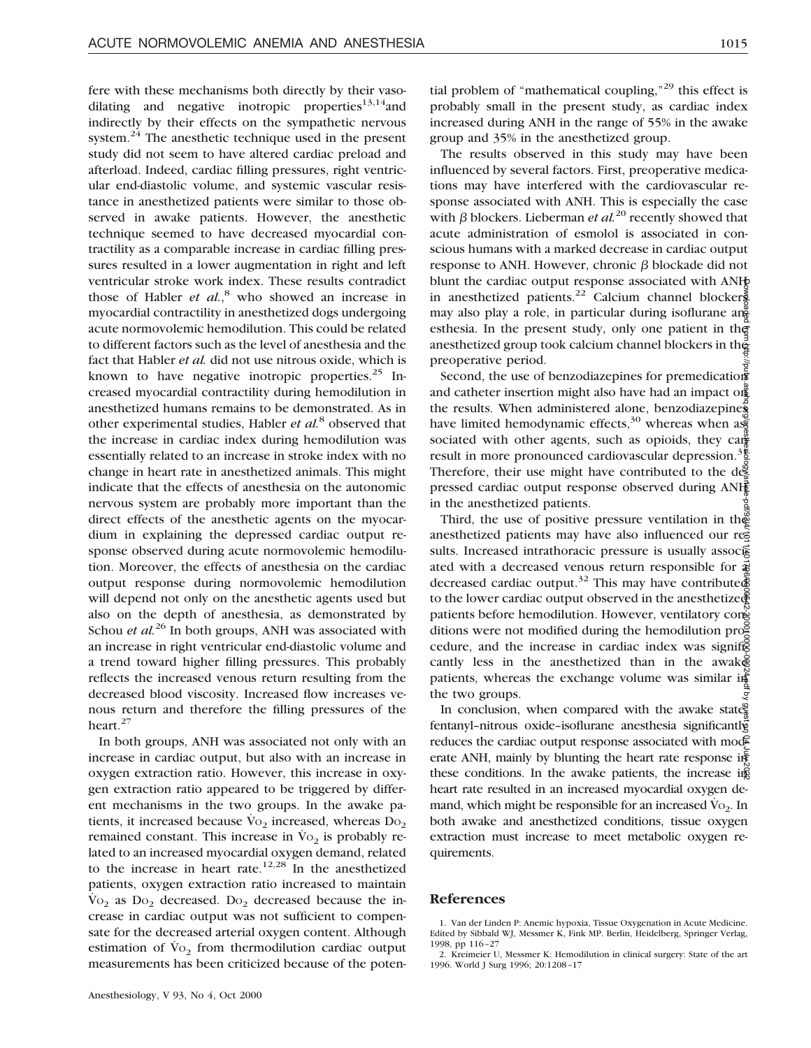fere with these mechanisms both directly by their vasodilating and negative inotropic properties[13,14] and indirectly by their effects on the sympathetic nervous system.[24] The anesthetic technique used in the present study did not seem to have altered cardiac preload and afterload. Indeed, cardiac filling pressures, right ventricular end-diastolic volume, and systemic vascular resistance in anesthetized patients were similar to those observed in awake patients. However, the anesthetic technique seemed to have decreased myocardial contractility as a comparable increase in cardiac filling pressures resulted in a lower augmentation in right and left ventricular stroke work index. These results contradict those of Habler *et al.*,[8] who showed an increase in myocardial contractility in anesthetized dogs undergoing acute normovolemic hemodilution. This could be related to different factors such as the level of anesthesia and the fact that Habler *et al.* did not use nitrous oxide, which is known to have negative inotropic properties.[25] Increased myocardial contractility during hemodilution in anesthetized humans remains to be demonstrated. As in other experimental studies, Habler *et al.*[8] observed that the increase in cardiac index during hemodilution was essentially related to an increase in stroke index with no change in heart rate in anesthetized animals. This might indicate that the effects of anesthesia on the autonomic nervous system are probably more important than the direct effects of the anesthetic agents on the myocardium in explaining the depressed cardiac output response observed during acute normovolemic hemodilution. Moreover, the effects of anesthesia on the cardiac output response during normovolemic hemodilution will depend not only on the anesthetic agents used but also on the depth of anesthesia, as demonstrated by Schou *et al.*[26] In both groups, ANH was associated with an increase in right ventricular end-diastolic volume and a trend toward higher filling pressures. This probably reflects the increased venous return resulting from the decreased blood viscosity. Increased flow increases venous return and therefore the filling pressures of the heart.[27]

In both groups, ANH was associated not only with an increase in cardiac output, but also with an increase in oxygen extraction ratio. However, this increase in oxygen extraction ratio appeared to be triggered by different mechanisms in the two groups. In the awake patients, it increased because $\dot{V}O_2$ increased, whereas $DO_2$ remained constant. This increase in $\dot{V}O_2$ is probably related to an increased myocardial oxygen demand, related to the increase in heart rate.[12,28] In the anesthetized patients, oxygen extraction ratio increased to maintain $\dot{V}O_2$ as $DO_2$ decreased. $DO_2$ decreased because the increase in cardiac output was not sufficient to compensate for the decreased arterial oxygen content. Although estimation of $\dot{V}O_2$ from thermodilution cardiac output measurements has been criticized because of the potential problem of "mathematical coupling,"[29] this effect is probably small in the present study, as cardiac index increased during ANH in the range of 55% in the awake group and 35% in the anesthetized group.

The results observed in this study may have been influenced by several factors. First, preoperative medications may have interfered with the cardiovascular response associated with ANH. This is especially the case with $\beta$ blockers. Lieberman *et al.*[20] recently showed that acute administration of esmolol is associated in conscious humans with a marked decrease in cardiac output response to ANH. However, chronic $\beta$ blockade did not blunt the cardiac output response associated with ANH in anesthetized patients.[22] Calcium channel blockers may also play a role, in particular during isoflurane anesthesia. In the present study, only one patient in the anesthetized group took calcium channel blockers in the preoperative period.

Second, the use of benzodiazepines for premedication and catheter insertion might also have had an impact on the results. When administered alone, benzodiazepines have limited hemodynamic effects,[30] whereas when associated with other agents, such as opioids, they can result in more pronounced cardiovascular depression.[31] Therefore, their use might have contributed to the depressed cardiac output response observed during ANH in the anesthetized patients.

Third, the use of positive pressure ventilation in the anesthetized patients may have also influenced our results. Increased intrathoracic pressure is usually associated with a decreased venous return responsible for a decreased cardiac output.[32] This may have contributed to the lower cardiac output observed in the anesthetized patients before hemodilution. However, ventilatory conditions were not modified during the hemodilution procedure, and the increase in cardiac index was significantly less in the anesthetized than in the awake patients, whereas the exchange volume was similar in the two groups.

In conclusion, when compared with the awake state, fentanyl–nitrous oxide–isoflurane anesthesia significantly reduces the cardiac output response associated with moderate ANH, mainly by blunting the heart rate response in these conditions. In the awake patients, the increase in heart rate resulted in an increased myocardial oxygen demand, which might be responsible for an increased $\dot{V}O_2$. In both awake and anesthetized conditions, tissue oxygen extraction must increase to meet metabolic oxygen requirements.

## References

1. Van der Linden P: Anemic hypoxia, Tissue Oxygenation in Acute Medicine. Edited by Sibbald WJ, Messmer K, Fink MP. Berlin, Heidelberg, Springer Verlag, 1998, pp 116–27
2. Kreimeier U, Messmer K: Hemodilution in clinical surgery: State of the art 1996. World J Surg 1996; 20:1208–17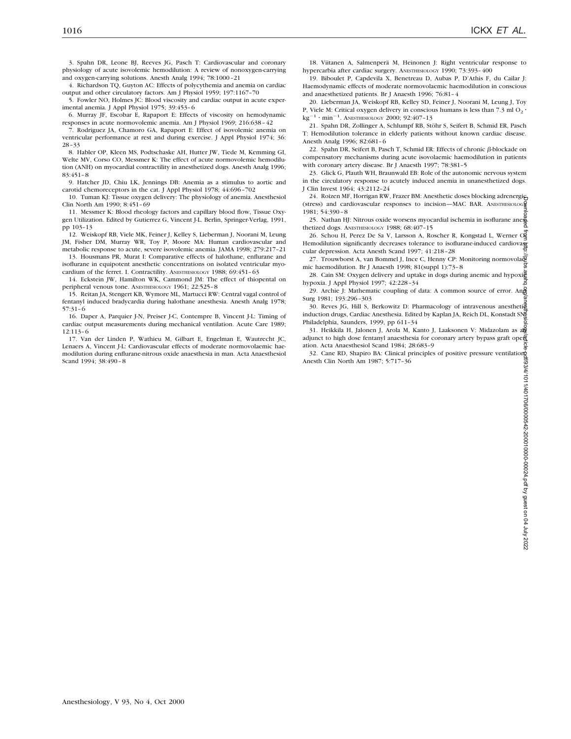3. Spahn DR, Leone BJ, Reeves JG, Pasch T: Cardiovascular and coronary physiology of acute isovolemic hemodilution: A review of nonoxygen-carrying and oxygen-carrying solutions. Anesth Analg 1994; 78:1000–21

4. Richardson TQ, Guyton AC: Effects of polycythemia and anemia on cardiac output and other circulatory factors. Am J Physiol 1959; 197:1167–70

5. Fowler NO, Holmes JC: Blood viscosity and cardiac output in acute experimental anemia. J Appl Physiol 1975; 39:453–6

6. Murray JF, Escobar E, Rapaport E: Effects of viscosity on hemodynamic responses in acute normovolemic anemia. Am J Physiol 1969; 216:638–42

7. Rodriguez JA, Chamoro GA, Rapaport E: Effect of isovolemic anemia on ventricular performance at rest and during exercise. J Appl Physiol 1974; 36:28–33

8. Habler OP, Kleen MS, Podtschaske AH, Hutter JW, Tiede M, Kemming GI, Welte MV, Corso CO, Messmer K: The effect of acute normovolemic hemodilution (ANH) on myocardial contractility in anesthetized dogs. Anesth Analg 1996; 83:451–8

9. Hatcher JD, Chiu LK, Jennings DB: Anemia as a stimulus to aortic and carotid chemoreceptors in the cat. J Appl Physiol 1978; 44:696–702

10. Tuman KJ: Tissue oxygen delivery: The physiology of anemia. Anesthesiol Clin North Am 1990; 8:451–69

11. Messmer K: Blood rheology factors and capillary blood flow, Tissue Oxygen Utilization. Edited by Gutierrez G, Vincent J-L. Berlin, Springer-Verlag, 1991, pp 103–13

12. Weiskopf RB, Viele MK, Feiner J, Kelley S, Lieberman J, Noorani M, Leung JM, Fisher DM, Murray WR, Toy P, Moore MA: Human cardiovascular and metabolic response to acute, severe isovolemic anemia. JAMA 1998; 279:217–21

13. Housmans PR, Murat I: Comparative effects of halothane, enflurane and isoflurane in equipotent anesthetic concentrations on isolated ventricular myocardium of the ferret. I. Contractility. Anesthesiology 1988; 69:451–63

14. Eckstein JW, Hamilton WK, Cammond JM: The effect of thiopental on peripheral venous tone. Anesthesiology 1961; 22:525–8

15. Reitan JA, Stengert KB, Wymore ML, Martucci RW: Central vagal control of fentanyl induced bradycardia during halothane anesthesia. Anesth Analg 1978; 57:31–6

16. Daper A, Parquier J-N, Preiser J-C, Contempre B, Vincent J-L: Timing of cardiac output measurements during mechanical ventilation. Acute Care 1989; 12:113–6

17. Van der Linden P, Wathieu M, Gilbart E, Engelman E, Wautrecht JC, Lenaers A, Vincent J-L: Cardiovascular effects of moderate normovolaemic haemodilution during enflurane-nitrous oxide anaesthesia in man. Acta Anaesthesiol Scand 1994; 38:490–8

18. Viitanen A, Salmenperä M, Heinonen J: Right ventricular response to hypercarbia after cardiac surgery. Anesthesiology 1990; 73:393–400

19. Biboulet P, Capdevila X, Benetreau D, Aubas P, D'Athis F, du Cailar J: Haemodynamic effects of moderate normovolaemic haemodilution in conscious and anaesthetized patients. Br J Anaesth 1996; 76:81–4

20. Lieberman JA, Weiskopf RB, Kelley SD, Feiner J, Noorani M, Leung J, Toy P, Viele M: Critical oxygen delivery in conscious humans is less than 7.3 ml $O_2 \cdot kg^{-1} \cdot min^{-1}$. Anesthesiology 2000; 92:407–13

21. Spahn DR, Zollinger A, Schlumpf RB, Stöhr S, Seifert B, Schmid ER, Pasch T: Hemodilution tolerance in elderly patients without known cardiac disease. Anesth Analg 1996; 82:681–6

22. Spahn DR, Seifert B, Pasch T, Schmid ER: Effects of chronic $\beta$-blockade on compensatory mechanisms during acute isovolaemic haemodilution in patients with coronary artery disease. Br J Anaesth 1997; 78:381–5

23. Glick G, Plauth WH, Braunwald EB: Role of the autonomic nervous system in the circulatory response to acutely induced anemia in unanesthetized dogs. J Clin Invest 1964; 43:2112–24

24. Roizen MF, Horrigan RW, Frazer BM: Anesthetic doses blocking adrenergic (stress) and cardiovascular responses to incision—MAC BAR. Anesthesiology 1981; 54:390–8

25. Nathan HJ: Nitrous oxide worsens myocardial ischemia in isoflurane anesthetized dogs. Anesthesiology 1988; 68:407–15

26. Schou H, Perez De Sa V, Larsson A, Roscher R, Kongstad L, Werner O: Hemodilution significantly decreases tolerance to isoflurane-induced cardiovascular depression. Acta Anesth Scand 1997; 41:218–28

27. Trouwborst A, van Bommel J, Ince C, Henny CP: Monitoring normovolaemic haemodilution. Br J Anaesth 1998; 81(suppl 1):73–8

28. Cain SM: Oxygen delivery and uptake in dogs during anemic and hypoxic hypoxia. J Appl Physiol 1997; 42:228–34

29. Archie J: Mathematic coupling of data: A common source of error. Ann Surg 1981; 193:296–303

30. Reves JG, Hill S, Berkowitz D: Pharmacology of intravenous anesthetic induction drugs, Cardiac Anesthesia. Edited by Kaplan JA, Reich DL, Konstadt SN. Philadelphia, Saunders, 1999, pp 611–34

31. Heikkila H, Jalonen J, Arola M, Kanto J, Laaksonen V: Midazolam as an adjunct to high dose fentanyl anaesthesia for coronary artery bypass graft operation. Acta Anaesthesiol Scand 1984; 28:683–9

32. Cane RD, Shapiro BA: Clinical principles of positive pressure ventilation. Anesth Clin North Am 1987; 5:717–36